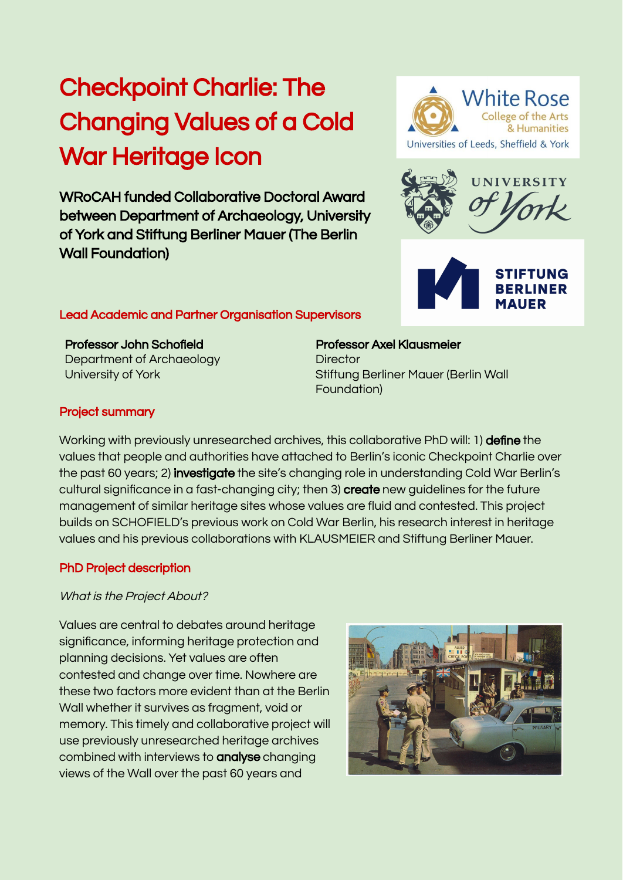# Checkpoint Charlie: The Changing Values of a Cold War Heritage Icon

**WRoCAH funded Collaborative Doctoral Award between Department of Archaeology, University of York and Stiftung Berliner Mauer (The Berlin Wall Foundation)**

## Lead Academic and Partner Organisation Supervisors

**Professor John Schofield**
Department of Archaeology
University of York

**Professor Axel Klausmeier**
Director
Stiftung Berliner Mauer (Berlin Wall Foundation)

## Project summary

Working with previously unresearched archives, this collaborative PhD will: 1) **define** the values that people and authorities have attached to Berlin's iconic Checkpoint Charlie over the past 60 years; 2) **investigate** the site's changing role in understanding Cold War Berlin's cultural significance in a fast-changing city; then 3) **create** new guidelines for the future management of similar heritage sites whose values are fluid and contested. This project builds on SCHOFIELD's previous work on Cold War Berlin, his research interest in heritage values and his previous collaborations with KLAUSMEIER and Stiftung Berliner Mauer.

## PhD Project description

*What is the Project About?*

Values are central to debates around heritage significance, informing heritage protection and planning decisions. Yet values are often contested and change over time. Nowhere are these two factors more evident than at the Berlin Wall whether it survives as fragment, void or memory. This timely and collaborative project will use previously unresearched heritage archives combined with interviews to **analyse** changing views of the Wall over the past 60 years and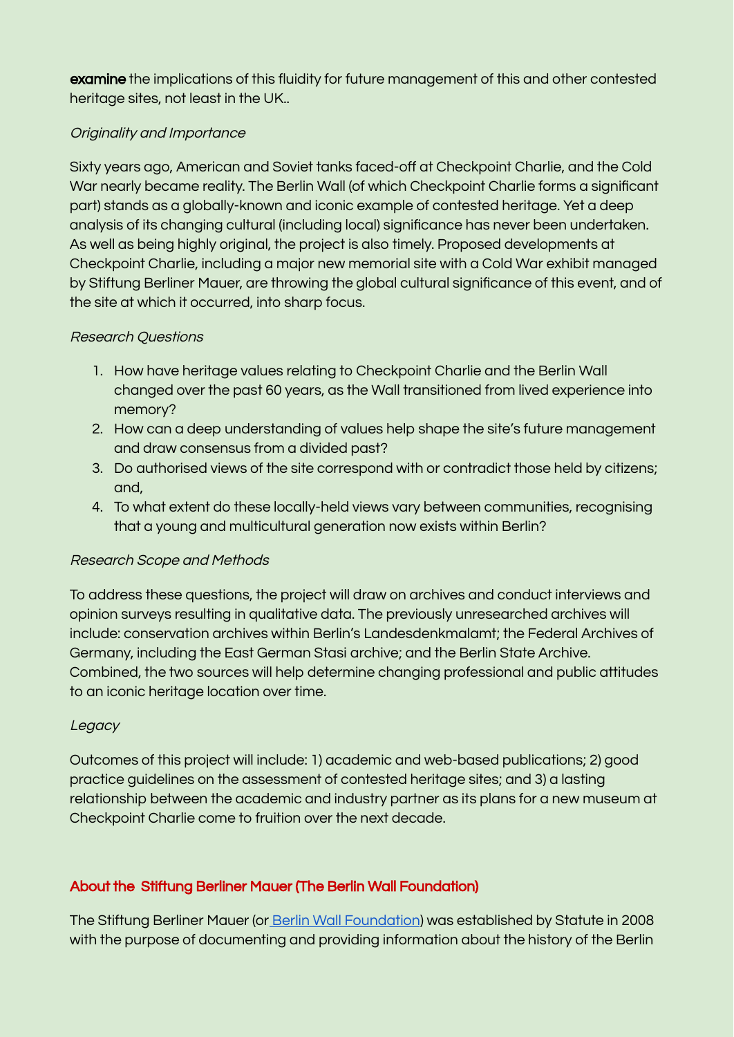**examine** the implications of this fluidity for future management of this and other contested heritage sites, not least in the UK..

*Originality and Importance*

Sixty years ago, American and Soviet tanks faced-off at Checkpoint Charlie, and the Cold War nearly became reality. The Berlin Wall (of which Checkpoint Charlie forms a significant part) stands as a globally-known and iconic example of contested heritage. Yet a deep analysis of its changing cultural (including local) significance has never been undertaken. As well as being highly original, the project is also timely. Proposed developments at Checkpoint Charlie, including a major new memorial site with a Cold War exhibit managed by Stiftung Berliner Mauer, are throwing the global cultural significance of this event, and of the site at which it occurred, into sharp focus.

*Research Questions*

1. How have heritage values relating to Checkpoint Charlie and the Berlin Wall changed over the past 60 years, as the Wall transitioned from lived experience into memory?
2. How can a deep understanding of values help shape the site's future management and draw consensus from a divided past?
3. Do authorised views of the site correspond with or contradict those held by citizens; and,
4. To what extent do these locally-held views vary between communities, recognising that a young and multicultural generation now exists within Berlin?

*Research Scope and Methods*

To address these questions, the project will draw on archives and conduct interviews and opinion surveys resulting in qualitative data. The previously unresearched archives will include: conservation archives within Berlin's Landesdenkmalamt; the Federal Archives of Germany, including the East German Stasi archive; and the Berlin State Archive. Combined, the two sources will help determine changing professional and public attitudes to an iconic heritage location over time.

*Legacy*

Outcomes of this project will include: 1) academic and web-based publications; 2) good practice guidelines on the assessment of contested heritage sites; and 3) a lasting relationship between the academic and industry partner as its plans for a new museum at Checkpoint Charlie come to fruition over the next decade.

## About the Stiftung Berliner Mauer (The Berlin Wall Foundation)

The Stiftung Berliner Mauer (or Berlin Wall Foundation) was established by Statute in 2008 with the purpose of documenting and providing information about the history of the Berlin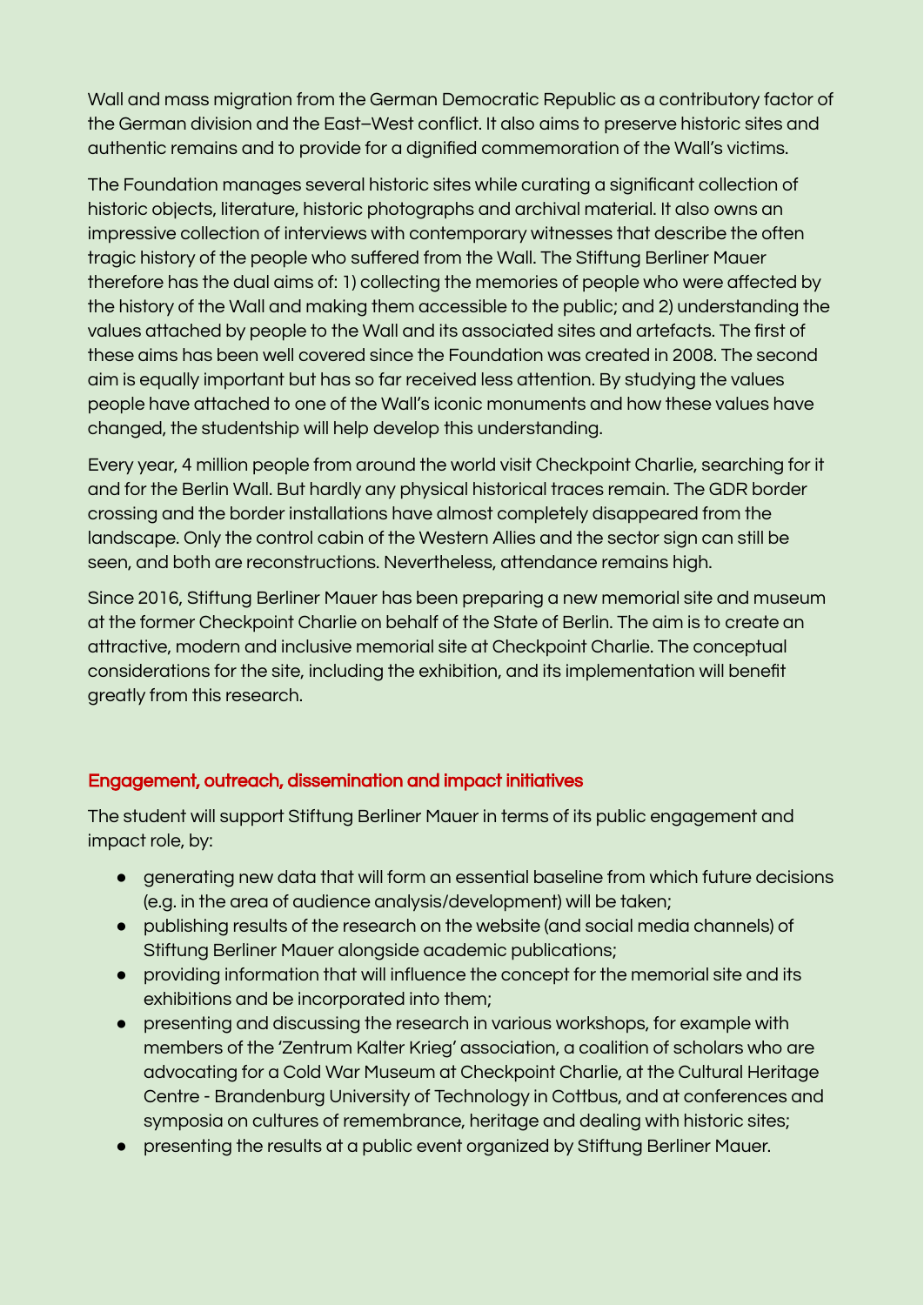Wall and mass migration from the German Democratic Republic as a contributory factor of the German division and the East–West conflict. It also aims to preserve historic sites and authentic remains and to provide for a dignified commemoration of the Wall's victims.

The Foundation manages several historic sites while curating a significant collection of historic objects, literature, historic photographs and archival material. It also owns an impressive collection of interviews with contemporary witnesses that describe the often tragic history of the people who suffered from the Wall. The Stiftung Berliner Mauer therefore has the dual aims of: 1) collecting the memories of people who were affected by the history of the Wall and making them accessible to the public; and 2) understanding the values attached by people to the Wall and its associated sites and artefacts. The first of these aims has been well covered since the Foundation was created in 2008. The second aim is equally important but has so far received less attention. By studying the values people have attached to one of the Wall's iconic monuments and how these values have changed, the studentship will help develop this understanding.

Every year, 4 million people from around the world visit Checkpoint Charlie, searching for it and for the Berlin Wall. But hardly any physical historical traces remain. The GDR border crossing and the border installations have almost completely disappeared from the landscape. Only the control cabin of the Western Allies and the sector sign can still be seen, and both are reconstructions. Nevertheless, attendance remains high.

Since 2016, Stiftung Berliner Mauer has been preparing a new memorial site and museum at the former Checkpoint Charlie on behalf of the State of Berlin. The aim is to create an attractive, modern and inclusive memorial site at Checkpoint Charlie. The conceptual considerations for the site, including the exhibition, and its implementation will benefit greatly from this research.

## Engagement, outreach, dissemination and impact initiatives

The student will support Stiftung Berliner Mauer in terms of its public engagement and impact role, by:

- generating new data that will form an essential baseline from which future decisions (e.g. in the area of audience analysis/development) will be taken;
- publishing results of the research on the website (and social media channels) of Stiftung Berliner Mauer alongside academic publications;
- providing information that will influence the concept for the memorial site and its exhibitions and be incorporated into them;
- presenting and discussing the research in various workshops, for example with members of the 'Zentrum Kalter Krieg' association, a coalition of scholars who are advocating for a Cold War Museum at Checkpoint Charlie, at the Cultural Heritage Centre - Brandenburg University of Technology in Cottbus, and at conferences and symposia on cultures of remembrance, heritage and dealing with historic sites;
- presenting the results at a public event organized by Stiftung Berliner Mauer.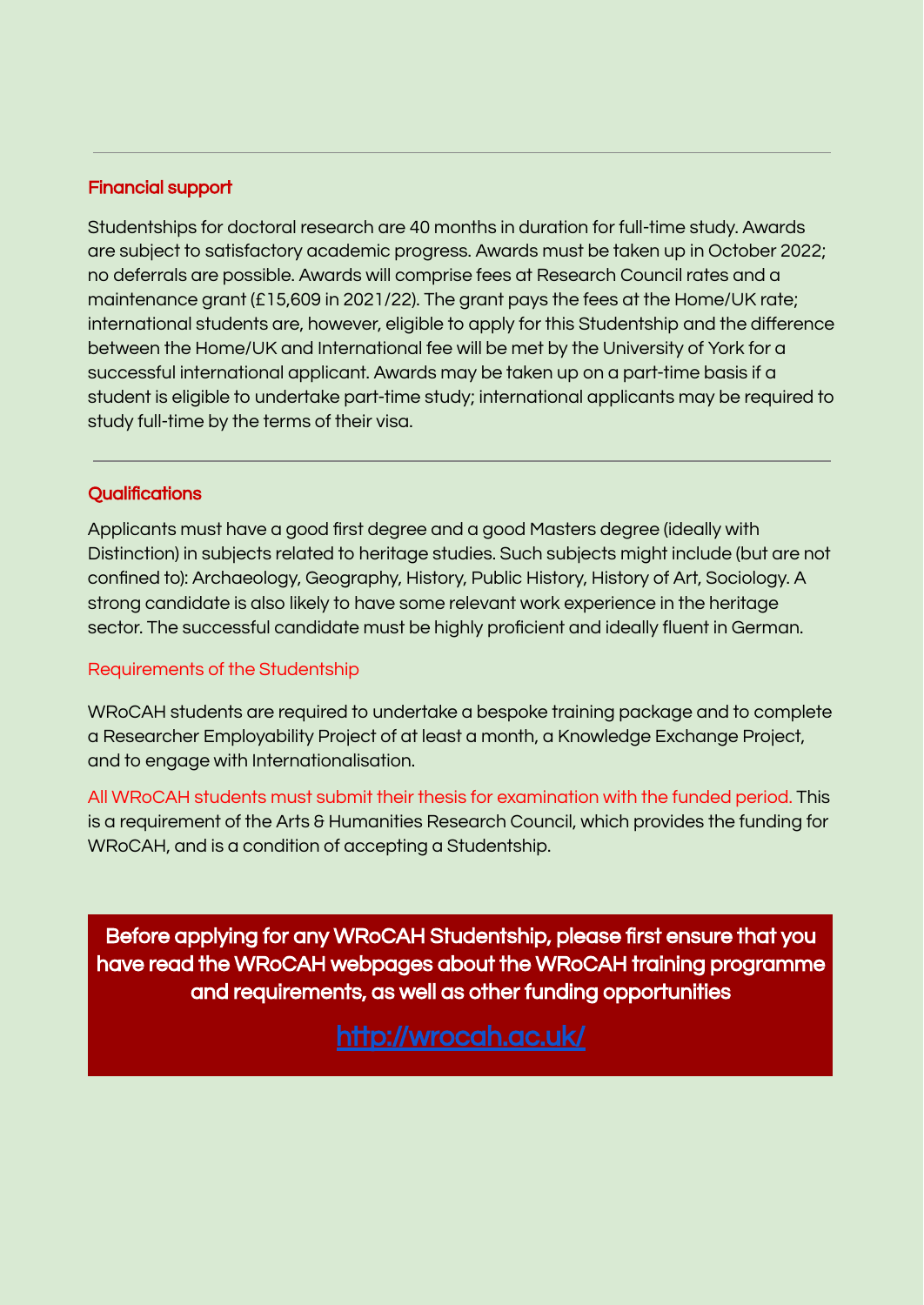---

## Financial support

Studentships for doctoral research are 40 months in duration for full-time study. Awards are subject to satisfactory academic progress. Awards must be taken up in October 2022; no deferrals are possible. Awards will comprise fees at Research Council rates and a maintenance grant (£15,609 in 2021/22). The grant pays the fees at the Home/UK rate; international students are, however, eligible to apply for this Studentship and the difference between the Home/UK and International fee will be met by the University of York for a successful international applicant. Awards may be taken up on a part-time basis if a student is eligible to undertake part-time study; international applicants may be required to study full-time by the terms of their visa.

---

## Qualifications

Applicants must have a good first degree and a good Masters degree (ideally with Distinction) in subjects related to heritage studies. Such subjects might include (but are not confined to): Archaeology, Geography, History, Public History, History of Art, Sociology. A strong candidate is also likely to have some relevant work experience in the heritage sector. The successful candidate must be highly proficient and ideally fluent in German.

### Requirements of the Studentship

WRoCAH students are required to undertake a bespoke training package and to complete a Researcher Employability Project of at least a month, a Knowledge Exchange Project, and to engage with Internationalisation.

All WRoCAH students must submit their thesis for examination with the funded period. This is a requirement of the Arts & Humanities Research Council, which provides the funding for WRoCAH, and is a condition of accepting a Studentship.

**Before applying for any WRoCAH Studentship, please first ensure that you have read the WRoCAH webpages about the WRoCAH training programme and requirements, as well as other funding opportunities**

http://wrocah.ac.uk/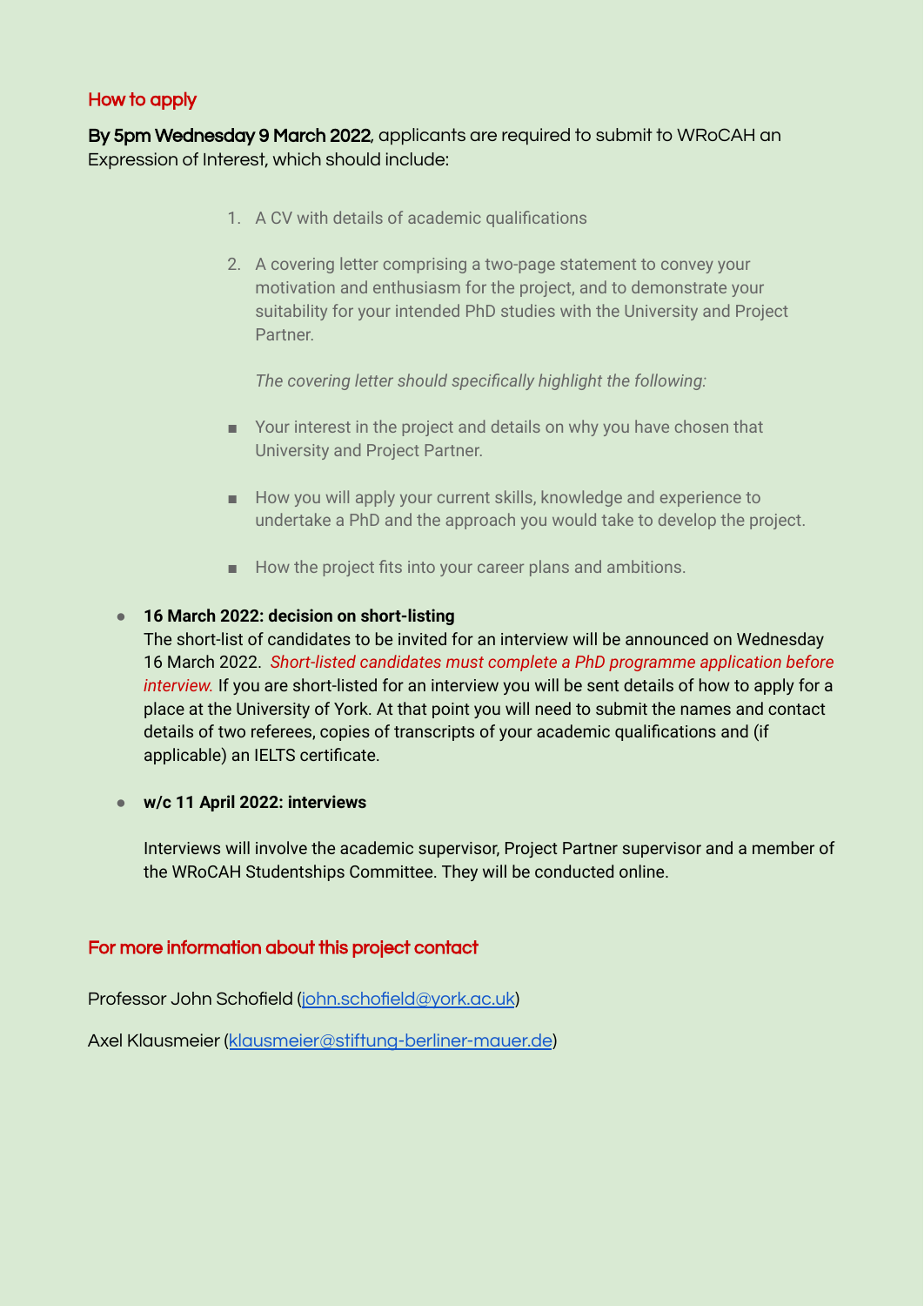## How to apply

**By 5pm Wednesday 9 March 2022**, applicants are required to submit to WRoCAH an Expression of Interest, which should include:

1. A CV with details of academic qualifications
2. A covering letter comprising a two-page statement to convey your motivation and enthusiasm for the project, and to demonstrate your suitability for your intended PhD studies with the University and Project Partner.

   *The covering letter should specifically highlight the following:*

   - Your interest in the project and details on why you have chosen that University and Project Partner.
   - How you will apply your current skills, knowledge and experience to undertake a PhD and the approach you would take to develop the project.
   - How the project fits into your career plans and ambitions.

- **16 March 2022: decision on short-listing**
  The short-list of candidates to be invited for an interview will be announced on Wednesday 16 March 2022. *Short-listed candidates must complete a PhD programme application before interview.* If you are short-listed for an interview you will be sent details of how to apply for a place at the University of York. At that point you will need to submit the names and contact details of two referees, copies of transcripts of your academic qualifications and (if applicable) an IELTS certificate.

- **w/c 11 April 2022: interviews**

  Interviews will involve the academic supervisor, Project Partner supervisor and a member of the WRoCAH Studentships Committee. They will be conducted online.

## For more information about this project contact

Professor John Schofield (john.schofield@york.ac.uk)

Axel Klausmeier (klausmeier@stiftung-berliner-mauer.de)